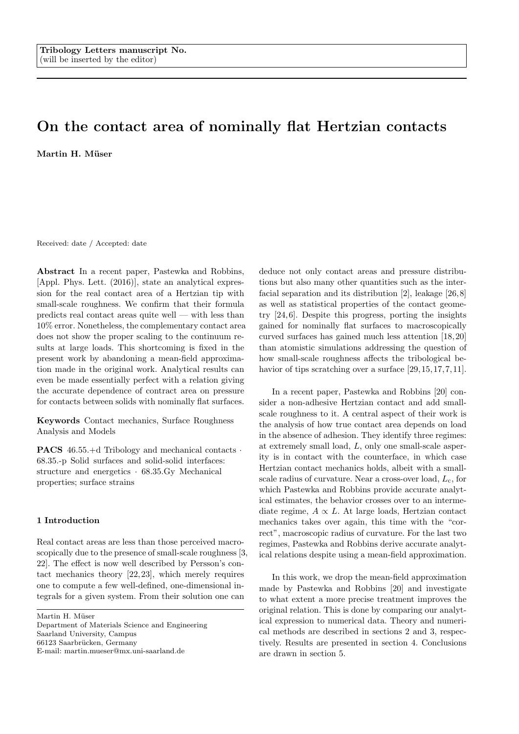Tribology Letters manuscript No.
(will be inserted by the editor)

# On the contact area of nominally flat Hertzian contacts

**Martin H. Müser**

Received: date / Accepted: date

**Abstract** In a recent paper, Pastewka and Robbins, [Appl. Phys. Lett. (2016)], state an analytical expression for the real contact area of a Hertzian tip with small-scale roughness. We confirm that their formula predicts real contact areas quite well — with less than 10% error. Nonetheless, the complementary contact area does not show the proper scaling to the continuum results at large loads. This shortcoming is fixed in the present work by abandoning a mean-field approximation made in the original work. Analytical results can even be made essentially perfect with a relation giving the accurate dependence of contract area on pressure for contacts between solids with nominally flat surfaces.

**Keywords** Contact mechanics, Surface Roughness Analysis and Models

**PACS** 46.55.+d Tribology and mechanical contacts · 68.35.-p Solid surfaces and solid-solid interfaces: structure and energetics · 68.35.Gy Mechanical properties; surface strains

## 1 Introduction

Real contact areas are less than those perceived macroscopically due to the presence of small-scale roughness [3, 22]. The effect is now well described by Persson's contact mechanics theory [22,23], which merely requires one to compute a few well-defined, one-dimensional integrals for a given system. From their solution one can deduce not only contact areas and pressure distributions but also many other quantities such as the interfacial separation and its distribution [2], leakage [26,8] as well as statistical properties of the contact geometry [24,6]. Despite this progress, porting the insights gained for nominally flat surfaces to macroscopically curved surfaces has gained much less attention [18,20] than atomistic simulations addressing the question of how small-scale roughness affects the tribological behavior of tips scratching over a surface [29,15,17,7,11].

In a recent paper, Pastewka and Robbins [20] consider a non-adhesive Hertzian contact and add small-scale roughness to it. A central aspect of their work is the analysis of how true contact area depends on load in the absence of adhesion. They identify three regimes: at extremely small load, $L$, only one small-scale asperity is in contact with the counterface, in which case Hertzian contact mechanics holds, albeit with a small-scale radius of curvature. Near a cross-over load, $L_c$, for which Pastewka and Robbins provide accurate analytical estimates, the behavior crosses over to an intermediate regime, $A \propto L$. At large loads, Hertzian contact mechanics takes over again, this time with the "correct", macroscopic radius of curvature. For the last two regimes, Pastewka and Robbins derive accurate analytical relations despite using a mean-field approximation.

In this work, we drop the mean-field approximation made by Pastewka and Robbins [20] and investigate to what extent a more precise treatment improves the original relation. This is done by comparing our analytical expression to numerical data. Theory and numerical methods are described in sections 2 and 3, respectively. Results are presented in section 4. Conclusions are drawn in section 5.

---

Martin H. Müser
Department of Materials Science and Engineering
Saarland University, Campus
66123 Saarbrücken, Germany
E-mail: martin.mueser@mx.uni-saarland.de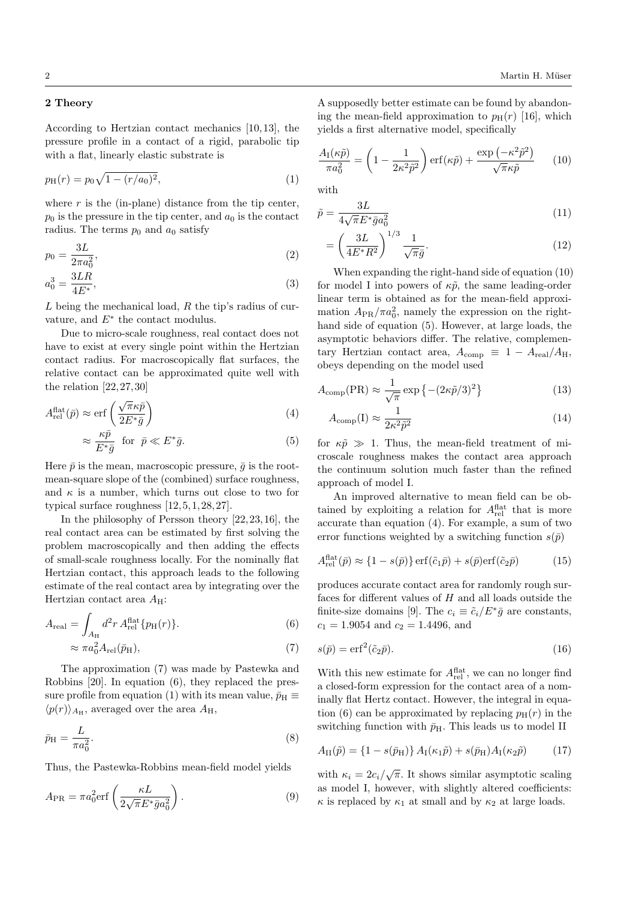## 2 Theory

According to Hertzian contact mechanics [10,13], the pressure profile in a contact of a rigid, parabolic tip with a flat, linearly elastic substrate is

$$p_{\rm H}(r) = p_0\sqrt{1-(r/a_0)^2}, \tag{1}$$

where $r$ is the (in-plane) distance from the tip center, $p_0$ is the pressure in the tip center, and $a_0$ is the contact radius. The terms $p_0$ and $a_0$ satisfy

$$p_0 = \frac{3L}{2\pi a_0^2}, \tag{2}$$

$$a_0^3 = \frac{3LR}{4E^*}, \tag{3}$$

$L$ being the mechanical load, $R$ the tip's radius of curvature, and $E^*$ the contact modulus.

Due to micro-scale roughness, real contact does not have to exist at every single point within the Hertzian contact radius. For macroscopically flat surfaces, the relative contact can be approximated quite well with the relation [22,27,30]

$$A_{\rm rel}^{\rm flat}(\bar{p}) \approx {\rm erf}\left(\frac{\sqrt{\pi}\kappa\bar{p}}{2E^*\bar{g}}\right) \tag{4}$$

$$\approx \frac{\kappa\bar{p}}{E^*\bar{g}} \ \text{ for } \ \bar{p} \ll E^*\bar{g}. \tag{5}$$

Here $\bar{p}$ is the mean, macroscopic pressure, $\bar{g}$ is the root-mean-square slope of the (combined) surface roughness, and $\kappa$ is a number, which turns out close to two for typical surface roughness [12,5,1,28,27].

In the philosophy of Persson theory [22,23,16], the real contact area can be estimated by first solving the problem macroscopically and then adding the effects of small-scale roughness locally. For the nominally flat Hertzian contact, this approach leads to the following estimate of the real contact area by integrating over the Hertzian contact area $A_{\rm H}$:

$$A_{\rm real} = \int_{A_{\rm H}} d^2r\, A_{\rm rel}^{\rm flat}\{p_{\rm H}(r)\}. \tag{6}$$

$$\approx \pi a_0^2 A_{\rm rel}(\bar{p}_{\rm H}), \tag{7}$$

The approximation (7) was made by Pastewka and Robbins [20]. In equation (6), they replaced the pressure profile from equation (1) with its mean value, $\bar{p}_{\rm H} \equiv \langle p(r)\rangle_{A_{\rm H}}$, averaged over the area $A_{\rm H}$,

$$\bar{p}_{\rm H} = \frac{L}{\pi a_0^2}. \tag{8}$$

Thus, the Pastewka-Robbins mean-field model yields

$$A_{\rm PR} = \pi a_0^2 {\rm erf}\left(\frac{\kappa L}{2\sqrt{\pi}E^*\bar{g}a_0^2}\right). \tag{9}$$

A supposedly better estimate can be found by abandoning the mean-field approximation to $p_{\rm H}(r)$ [16], which yields a first alternative model, specifically

$$\frac{A_{\rm I}(\kappa\tilde{p})}{\pi a_0^2} = \left(1-\frac{1}{2\kappa^2\tilde{p}^2}\right){\rm erf}(\kappa\tilde{p}) + \frac{\exp\left(-\kappa^2\tilde{p}^2\right)}{\sqrt{\pi}\kappa\tilde{p}} \tag{10}$$

with

$$\tilde{p} = \frac{3L}{4\sqrt{\pi}E^*\bar{g}a_0^2} \tag{11}$$

$$= \left(\frac{3L}{4E^*R^2}\right)^{1/3}\frac{1}{\sqrt{\pi}\bar{g}}. \tag{12}$$

When expanding the right-hand side of equation (10) for model I into powers of $\kappa\tilde{p}$, the same leading-order linear term is obtained as for the mean-field approximation $A_{\rm PR}/\pi a_0^2$, namely the expression on the right-hand side of equation (5). However, at large loads, the asymptotic behaviors differ. The relative, complementary Hertzian contact area, $A_{\rm comp} \equiv 1 - A_{\rm real}/A_{\rm H}$, obeys depending on the model used

$$A_{\rm comp}({\rm PR}) \approx \frac{1}{\sqrt{\pi}}\exp\left\{-(2\kappa\tilde{p}/3)^2\right\} \tag{13}$$

$$A_{\rm comp}({\rm I}) \approx \frac{1}{2\kappa^2\tilde{p}^2} \tag{14}$$

for $\kappa\tilde{p} \gg 1$. Thus, the mean-field treatment of microscale roughness makes the contact area approach the continuum solution much faster than the refined approach of model I.

An improved alternative to mean field can be obtained by exploiting a relation for $A_{\rm rel}^{\rm flat}$ that is more accurate than equation (4). For example, a sum of two error functions weighted by a switching function $s(\bar{p})$

$$A_{\rm rel}^{\rm flat}(\bar{p}) \approx \{1-s(\bar{p})\}\,{\rm erf}(\tilde{c}_1\bar{p}) + s(\bar{p}){\rm erf}(\tilde{c}_2\bar{p}) \tag{15}$$

produces accurate contact area for randomly rough surfaces for different values of $H$ and all loads outside the finite-size domains [9]. The $c_i \equiv \tilde{c}_i/E^*\bar{g}$ are constants, $c_1 = 1.9054$ and $c_2 = 1.4496$, and

$$s(\bar{p}) = {\rm erf}^2(\tilde{c}_2\bar{p}). \tag{16}$$

With this new estimate for $A_{\rm rel}^{\rm flat}$, we can no longer find a closed-form expression for the contact area of a nominally flat Hertz contact. However, the integral in equation (6) can be approximated by replacing $p_{\rm H}(r)$ in the switching function with $\bar{p}_{\rm H}$. This leads us to model II

$$A_{\rm II}(\tilde{p}) = \{1-s(\bar{p}_{\rm H})\}\,A_{\rm I}(\kappa_1\tilde{p}) + s(\bar{p}_{\rm H})A_{\rm I}(\kappa_2\tilde{p}) \tag{17}$$

with $\kappa_i = 2c_i/\sqrt{\pi}$. It shows similar asymptotic scaling as model I, however, with slightly altered coefficients: $\kappa$ is replaced by $\kappa_1$ at small and by $\kappa_2$ at large loads.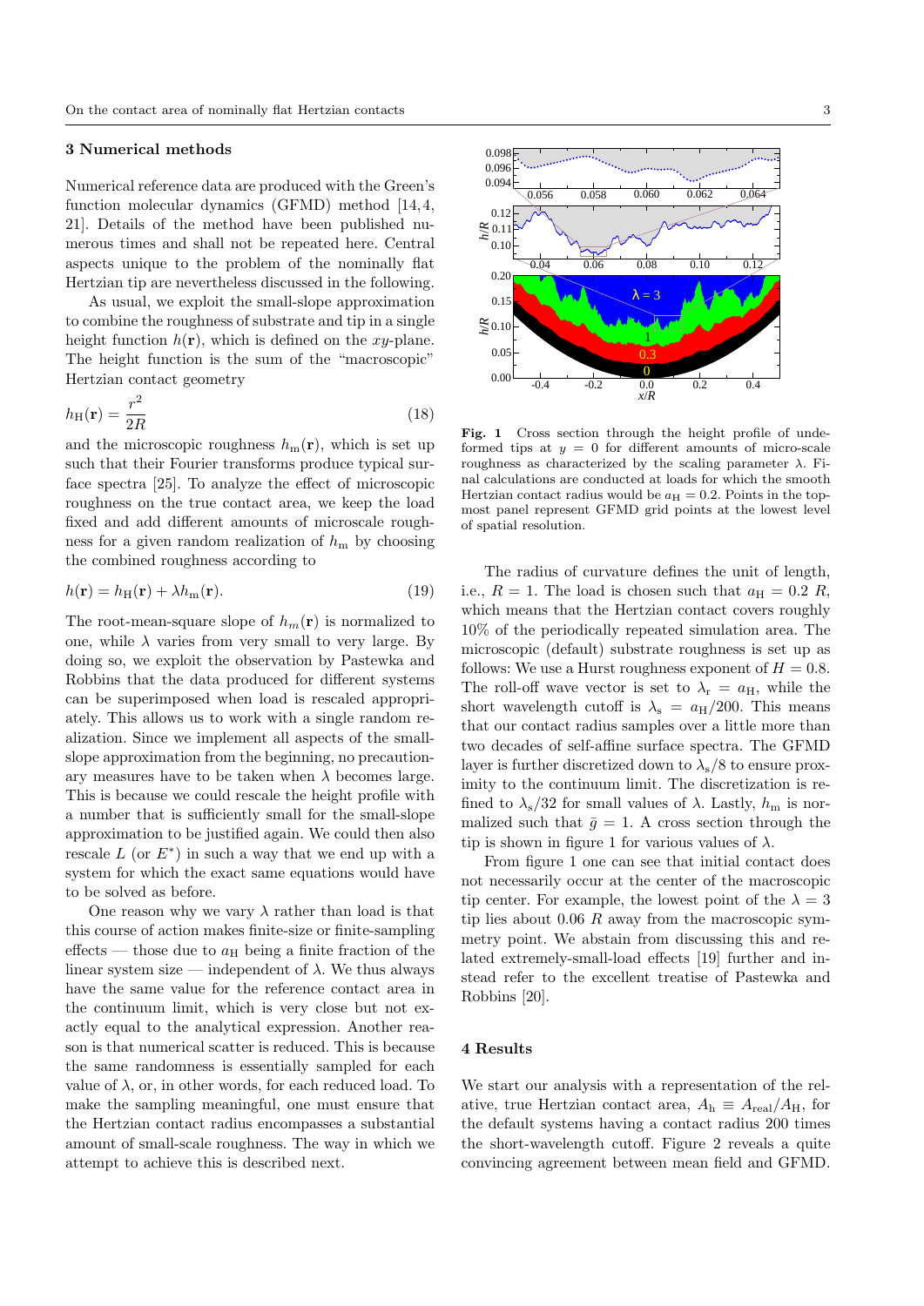## 3 Numerical methods

Numerical reference data are produced with the Green's function molecular dynamics (GFMD) method [14,4,21]. Details of the method have been published numerous times and shall not be repeated here. Central aspects unique to the problem of the nominally flat Hertzian tip are nevertheless discussed in the following.

As usual, we exploit the small-slope approximation to combine the roughness of substrate and tip in a single height function $h(\mathbf{r})$, which is defined on the $xy$-plane. The height function is the sum of the "macroscopic" Hertzian contact geometry

$$h_{\rm H}(\mathbf{r}) = \frac{r^2}{2R} \tag{18}$$

and the microscopic roughness $h_{\rm m}(\mathbf{r})$, which is set up such that their Fourier transforms produce typical surface spectra [25]. To analyze the effect of microscopic roughness on the true contact area, we keep the load fixed and add different amounts of microscale roughness for a given random realization of $h_{\rm m}$ by choosing the combined roughness according to

$$h(\mathbf{r}) = h_{\rm H}(\mathbf{r}) + \lambda h_{\rm m}(\mathbf{r}). \tag{19}$$

The root-mean-square slope of $h_m(\mathbf{r})$ is normalized to one, while $\lambda$ varies from very small to very large. By doing so, we exploit the observation by Pastewka and Robbins that the data produced for different systems can be superimposed when load is rescaled appropriately. This allows us to work with a single random realization. Since we implement all aspects of the small-slope approximation from the beginning, no precautionary measures have to be taken when $\lambda$ becomes large. This is because we could rescale the height profile with a number that is sufficiently small for the small-slope approximation to be justified again. We could then also rescale $L$ (or $E^*$) in such a way that we end up with a system for which the exact same equations would have to be solved as before.

One reason why we vary $\lambda$ rather than load is that this course of action makes finite-size or finite-sampling effects — those due to $a_{\rm H}$ being a finite fraction of the linear system size — independent of $\lambda$. We thus always have the same value for the reference contact area in the continuum limit, which is very close but not exactly equal to the analytical expression. Another reason is that numerical scatter is reduced. This is because the same randomness is essentially sampled for each value of $\lambda$, or, in other words, for each reduced load. To make the sampling meaningful, one must ensure that the Hertzian contact radius encompasses a substantial amount of small-scale roughness. The way in which we attempt to achieve this is described next.

**Fig. 1** Cross section through the height profile of undeformed tips at $y = 0$ for different amounts of micro-scale roughness as characterized by the scaling parameter $\lambda$. Final calculations are conducted at loads for which the smooth Hertzian contact radius would be $a_{\rm H} = 0.2$. Points in the topmost panel represent GFMD grid points at the lowest level of spatial resolution.

The radius of curvature defines the unit of length, i.e., $R = 1$. The load is chosen such that $a_{\rm H} = 0.2\ R$, which means that the Hertzian contact covers roughly 10% of the periodically repeated simulation area. The microscopic (default) substrate roughness is set up as follows: We use a Hurst roughness exponent of $H = 0.8$. The roll-off wave vector is set to $\lambda_{\rm r} = a_{\rm H}$, while the short wavelength cutoff is $\lambda_{\rm s} = a_{\rm H}/200$. This means that our contact radius samples over a little more than two decades of self-affine surface spectra. The GFMD layer is further discretized down to $\lambda_{\rm s}/8$ to ensure proximity to the continuum limit. The discretization is refined to $\lambda_{\rm s}/32$ for small values of $\lambda$. Lastly, $h_{\rm m}$ is normalized such that $\bar{g} = 1$. A cross section through the tip is shown in figure 1 for various values of $\lambda$.

From figure 1 one can see that initial contact does not necessarily occur at the center of the macroscopic tip center. For example, the lowest point of the $\lambda = 3$ tip lies about 0.06 $R$ away from the macroscopic symmetry point. We abstain from discussing this and related extremely-small-load effects [19] further and instead refer to the excellent treatise of Pastewka and Robbins [20].

## 4 Results

We start our analysis with a representation of the relative, true Hertzian contact area, $A_{\rm h} \equiv A_{\rm real}/A_{\rm H}$, for the default systems having a contact radius 200 times the short-wavelength cutoff. Figure 2 reveals a quite convincing agreement between mean field and GFMD.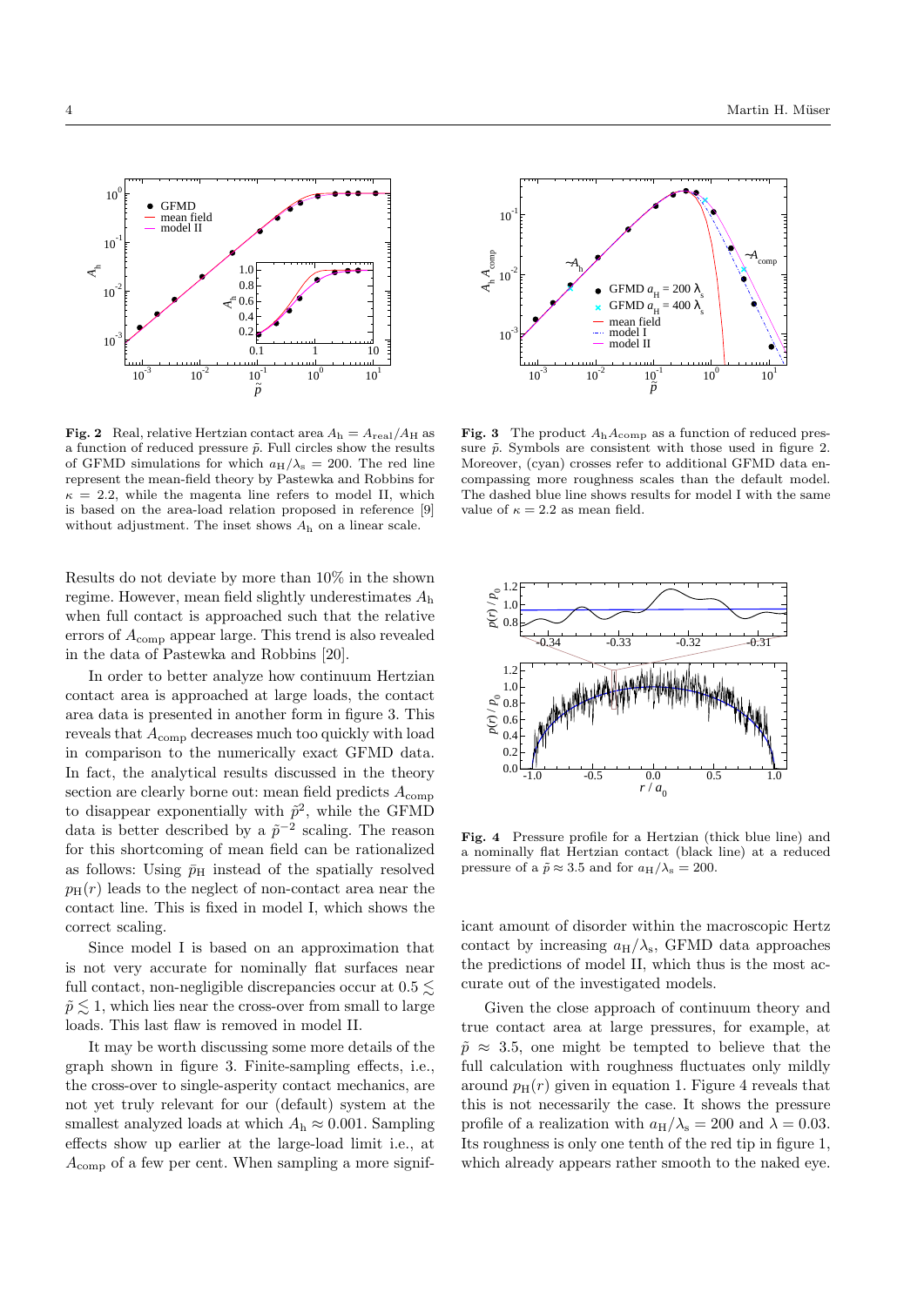**Fig. 2** Real, relative Hertzian contact area $A_{\rm h} = A_{\rm real}/A_{\rm H}$ as a function of reduced pressure $\tilde{p}$. Full circles show the results of GFMD simulations for which $a_{\rm H}/\lambda_{\rm s} = 200$. The red line represent the mean-field theory by Pastewka and Robbins for $\kappa = 2.2$, while the magenta line refers to model II, which is based on the area-load relation proposed in reference [9] without adjustment. The inset shows $A_{\rm h}$ on a linear scale.

**Fig. 3** The product $A_{\rm h} A_{\rm comp}$ as a function of reduced pressure $\tilde{p}$. Symbols are consistent with those used in figure 2. Moreover, (cyan) crosses refer to additional GFMD data encompassing more roughness scales than the default model. The dashed blue line shows results for model I with the same value of $\kappa = 2.2$ as mean field.

Results do not deviate by more than 10% in the shown regime. However, mean field slightly underestimates $A_{\rm h}$ when full contact is approached such that the relative errors of $A_{\rm comp}$ appear large. This trend is also revealed in the data of Pastewka and Robbins [20].

In order to better analyze how continuum Hertzian contact area is approached at large loads, the contact area data is presented in another form in figure 3. This reveals that $A_{\rm comp}$ decreases much too quickly with load in comparison to the numerically exact GFMD data. In fact, the analytical results discussed in the theory section are clearly borne out: mean field predicts $A_{\rm comp}$ to disappear exponentially with $\tilde{p}^2$, while the GFMD data is better described by a $\tilde{p}^{-2}$ scaling. The reason for this shortcoming of mean field can be rationalized as follows: Using $\bar{p}_{\rm H}$ instead of the spatially resolved $p_{\rm H}(r)$ leads to the neglect of non-contact area near the contact line. This is fixed in model I, which shows the correct scaling.

Since model I is based on an approximation that is not very accurate for nominally flat surfaces near full contact, non-negligible discrepancies occur at $0.5 \lesssim \tilde{p} \lesssim 1$, which lies near the cross-over from small to large loads. This last flaw is removed in model II.

It may be worth discussing some more details of the graph shown in figure 3. Finite-sampling effects, i.e., the cross-over to single-asperity contact mechanics, are not yet truly relevant for our (default) system at the smallest analyzed loads at which $A_{\rm h} \approx 0.001$. Sampling effects show up earlier at the large-load limit i.e., at $A_{\rm comp}$ of a few per cent. When sampling a more significant amount of disorder within the macroscopic Hertz contact by increasing $a_{\rm H}/\lambda_{\rm s}$, GFMD data approaches the predictions of model II, which thus is the most accurate out of the investigated models.

**Fig. 4** Pressure profile for a Hertzian (thick blue line) and a nominally flat Hertzian contact (black line) at a reduced pressure of a $\tilde{p} \approx 3.5$ and for $a_{\rm H}/\lambda_{\rm s} = 200$.

Given the close approach of continuum theory and true contact area at large pressures, for example, at $\tilde{p} \approx 3.5$, one might be tempted to believe that the full calculation with roughness fluctuates only mildly around $p_{\rm H}(r)$ given in equation 1. Figure 4 reveals that this is not necessarily the case. It shows the pressure profile of a realization with $a_{\rm H}/\lambda_{\rm s} = 200$ and $\lambda = 0.03$. Its roughness is only one tenth of the red tip in figure 1, which already appears rather smooth to the naked eye.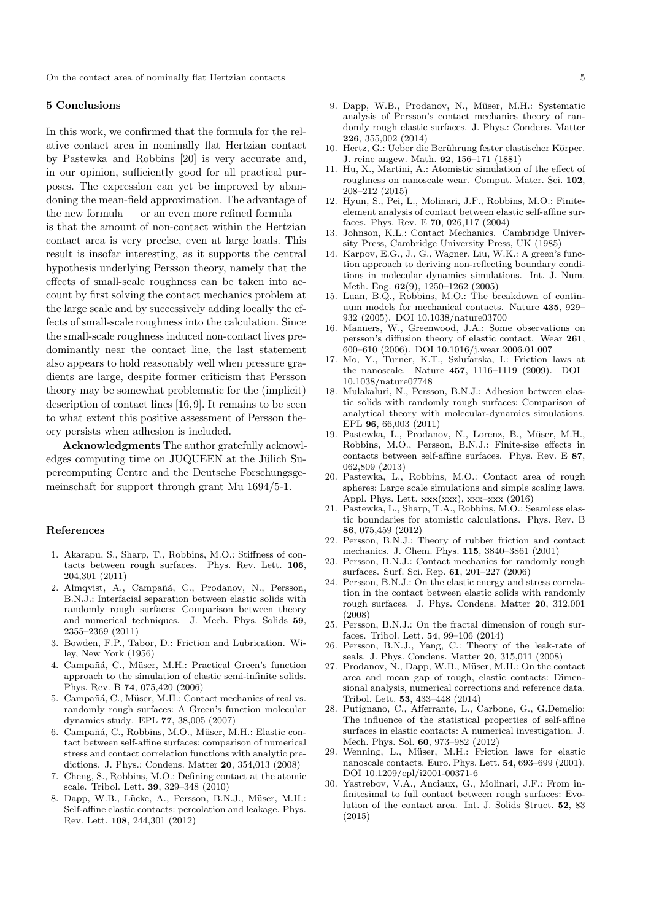## 5 Conclusions

In this work, we confirmed that the formula for the relative contact area in nominally flat Hertzian contact by Pastewka and Robbins [20] is very accurate and, in our opinion, sufficiently good for all practical purposes. The expression can yet be improved by abandoning the mean-field approximation. The advantage of the new formula — or an even more refined formula — is that the amount of non-contact within the Hertzian contact area is very precise, even at large loads. This result is insofar interesting, as it supports the central hypothesis underlying Persson theory, namely that the effects of small-scale roughness can be taken into account by first solving the contact mechanics problem at the large scale and by successively adding locally the effects of small-scale roughness into the calculation. Since the small-scale roughness induced non-contact lives predominantly near the contact line, the last statement also appears to hold reasonably well when pressure gradients are large, despite former criticism that Persson theory may be somewhat problematic for the (implicit) description of contact lines [16,9]. It remains to be seen to what extent this positive assessment of Persson theory persists when adhesion is included.

**Acknowledgments** The author gratefully acknowledges computing time on JUQUEEN at the Jülich Supercomputing Centre and the Deutsche Forschungsgemeinschaft for support through grant Mu 1694/5-1.

## References

1. Akarapu, S., Sharp, T., Robbins, M.O.: Stiffness of contacts between rough surfaces. Phys. Rev. Lett. **106**, 204,301 (2011)
2. Almqvist, A., Campañá, C., Prodanov, N., Persson, B.N.J.: Interfacial separation between elastic solids with randomly rough surfaces: Comparison between theory and numerical techniques. J. Mech. Phys. Solids **59**, 2355–2369 (2011)
3. Bowden, F.P., Tabor, D.: Friction and Lubrication. Wiley, New York (1956)
4. Campañá, C., Müser, M.H.: Practical Green's function approach to the simulation of elastic semi-infinite solids. Phys. Rev. B **74**, 075,420 (2006)
5. Campañá, C., Müser, M.H.: Contact mechanics of real vs. randomly rough surfaces: A Green's function molecular dynamics study. EPL **77**, 38,005 (2007)
6. Campañá, C., Robbins, M.O., Müser, M.H.: Elastic contact between self-affine surfaces: comparison of numerical stress and contact correlation functions with analytic predictions. J. Phys.: Condens. Matter **20**, 354,013 (2008)
7. Cheng, S., Robbins, M.O.: Defining contact at the atomic scale. Tribol. Lett. **39**, 329–348 (2010)
8. Dapp, W.B., Lücke, A., Persson, B.N.J., Müser, M.H.: Self-affine elastic contacts: percolation and leakage. Phys. Rev. Lett. **108**, 244,301 (2012)
9. Dapp, W.B., Prodanov, N., Müser, M.H.: Systematic analysis of Persson's contact mechanics theory of randomly rough elastic surfaces. J. Phys.: Condens. Matter **226**, 355,002 (2014)
10. Hertz, G.: Ueber die Berührung fester elastischer Körper. J. reine angew. Math. **92**, 156–171 (1881)
11. Hu, X., Martini, A.: Atomistic simulation of the effect of roughness on nanoscale wear. Comput. Mater. Sci. **102**, 208–212 (2015)
12. Hyun, S., Pei, L., Molinari, J.F., Robbins, M.O.: Finite-element analysis of contact between elastic self-affine surfaces. Phys. Rev. E **70**, 026,117 (2004)
13. Johnson, K.L.: Contact Mechanics. Cambridge University Press, Cambridge University Press, UK (1985)
14. Karpov, E.G., J., G., Wagner, Liu, W.K.: A green's function approach to deriving non-reflecting boundary conditions in molecular dynamics simulations. Int. J. Num. Meth. Eng. **62**(9), 1250–1262 (2005)
15. Luan, B.Q., Robbins, M.O.: The breakdown of continuum models for mechanical contacts. Nature **435**, 929–932 (2005). DOI 10.1038/nature03700
16. Manners, W., Greenwood, J.A.: Some observations on persson's diffusion theory of elastic contact. Wear **261**, 600–610 (2006). DOI 10.1016/j.wear.2006.01.007
17. Mo, Y., Turner, K.T., Szlufarska, I.: Friction laws at the nanoscale. Nature **457**, 1116–1119 (2009). DOI 10.1038/nature07748
18. Mulakaluri, N., Persson, B.N.J.: Adhesion between elastic solids with randomly rough surfaces: Comparison of analytical theory with molecular-dynamics simulations. EPL **96**, 66,003 (2011)
19. Pastewka, L., Prodanov, N., Lorenz, B., Müser, M.H., Robbins, M.O., Persson, B.N.J.: Finite-size effects in contacts between self-affine surfaces. Phys. Rev. E **87**, 062,809 (2013)
20. Pastewka, L., Robbins, M.O.: Contact area of rough spheres: Large scale simulations and simple scaling laws. Appl. Phys. Lett. **xxx**(xxx), xxx–xxx (2016)
21. Pastewka, L., Sharp, T.A., Robbins, M.O.: Seamless elastic boundaries for atomistic calculations. Phys. Rev. B **86**, 075,459 (2012)
22. Persson, B.N.J.: Theory of rubber friction and contact mechanics. J. Chem. Phys. **115**, 3840–3861 (2001)
23. Persson, B.N.J.: Contact mechanics for randomly rough surfaces. Surf. Sci. Rep. **61**, 201–227 (2006)
24. Persson, B.N.J.: On the elastic energy and stress correlation in the contact between elastic solids with randomly rough surfaces. J. Phys. Condens. Matter **20**, 312,001 (2008)
25. Persson, B.N.J.: On the fractal dimension of rough surfaces. Tribol. Lett. **54**, 99–106 (2014)
26. Persson, B.N.J., Yang, C.: Theory of the leak-rate of seals. J. Phys. Condens. Matter **20**, 315,011 (2008)
27. Prodanov, N., Dapp, W.B., Müser, M.H.: On the contact area and mean gap of rough, elastic contacts: Dimensional analysis, numerical corrections and reference data. Tribol. Lett. **53**, 433–448 (2014)
28. Putignano, C., Afferrante, L., Carbone, G., G.Demelio: The influence of the statistical properties of self-affine surfaces in elastic contacts: A numerical investigation. J. Mech. Phys. Sol. **60**, 973–982 (2012)
29. Wenning, L., Müser, M.H.: Friction laws for elastic nanoscale contacts. Euro. Phys. Lett. **54**, 693–699 (2001). DOI 10.1209/epl/i2001-00371-6
30. Yastrebov, V.A., Anciaux, G., Molinari, J.F.: From infinitesimal to full contact between rough surfaces: Evolution of the contact area. Int. J. Solids Struct. **52**, 83 (2015)